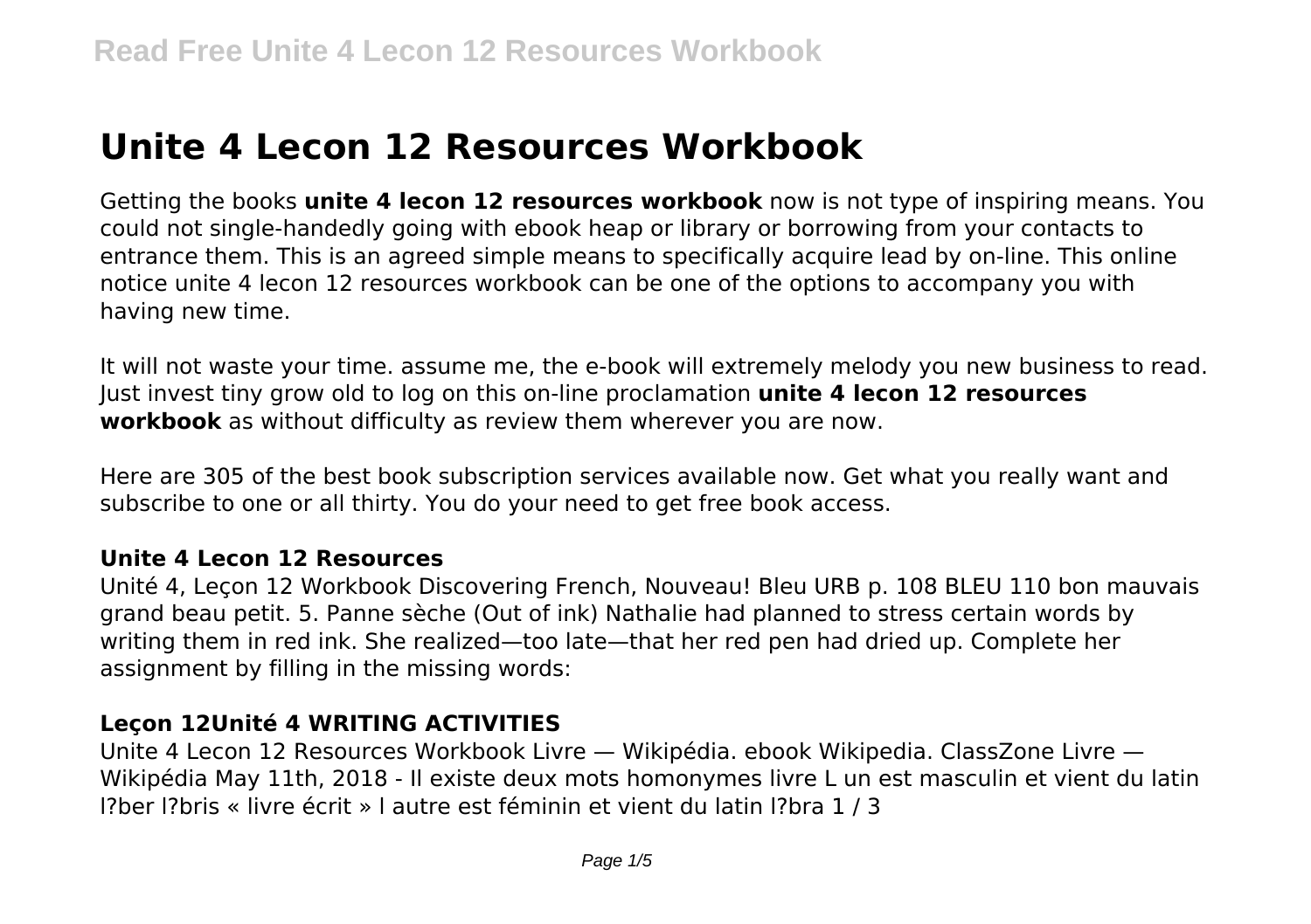# Unite 4 Lecon 12 Resources Workbook

Getting the books **unite 4 lecon 12 resources workbook** now is not type of inspiring means. You could not single-handedly going with ebook heap or library or borrowing from your contacts to entrance them. This is an agreed simple means to specifically acquire lead by on-line. This online notice unite 4 lecon 12 resources workbook can be one of the options to accompany you with having new time.

It will not waste your time. assume me, the e-book will extremely melody you new business to read. Just invest tiny grow old to log on this on-line proclamation **unite 4 lecon 12 resources workbook** as without difficulty as review them wherever you are now.

Here are 305 of the best book subscription services available now. Get what you really want and subscribe to one or all thirty. You do your need to get free book access.

### Unite 4 Lecon 12 Resources

Unité 4, Leçon 12 Workbook Discovering French, Nouveau! Bleu URB p. 108 BLEU 110 bon mauvais grand beau petit. 5. Panne sèche (Out of ink) Nathalie had planned to stress certain words by writing them in red ink. She realized—too late—that her red pen had dried up. Complete her assignment by filling in the missing words:

### Leçon 12Unité 4 WRITING ACTIVITIES

Unite 4 Lecon 12 Resources Workbook Livre — Wikipédia. ebook Wikipedia. ClassZone Livre — Wikipédia May 11th, 2018 - Il existe deux mots homonymes livre L un est masculin et vient du latin l?ber l?bris « livre écrit » l autre est féminin et vient du latin l?bra 1 / 3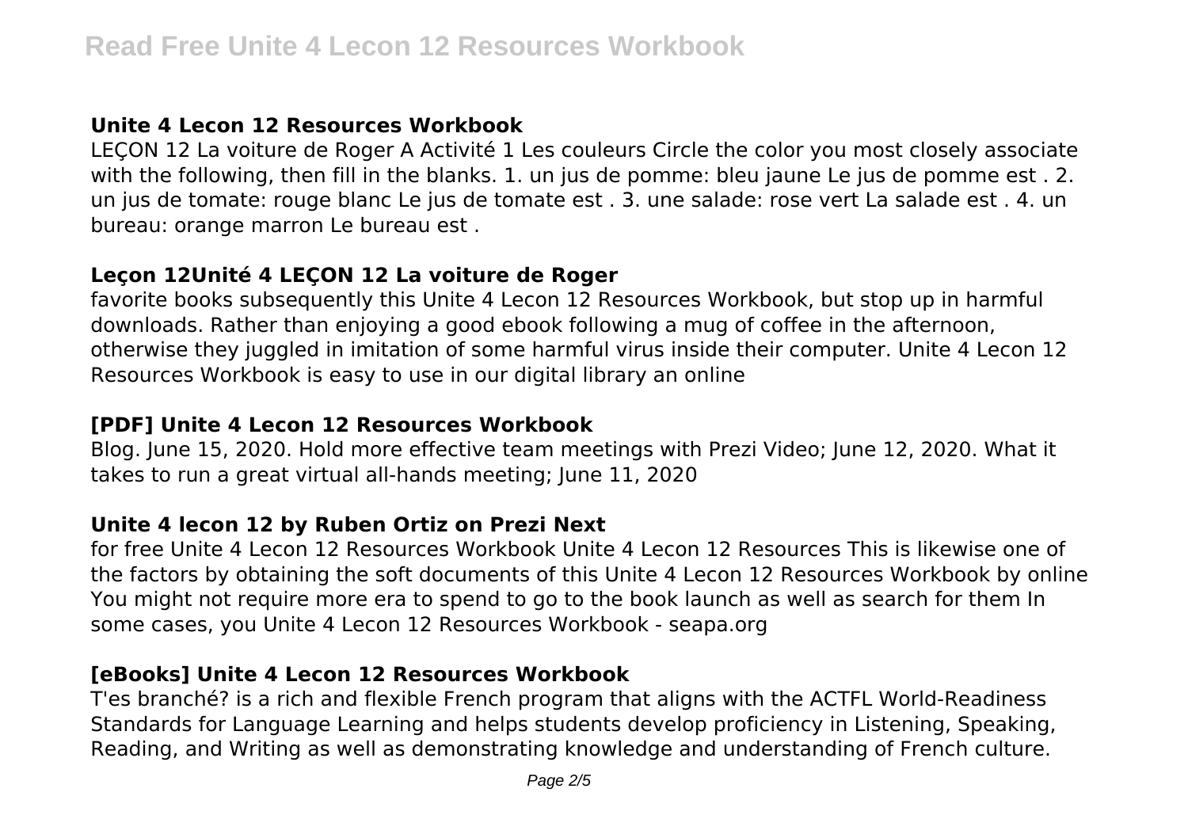## Unite 4 Lecon 12 Resources Workbook

LEÇON 12 La voiture de Roger A Activité 1 Les couleurs Circle the color you most closely associate with the following, then fill in the blanks. 1. un jus de pomme: bleu jaune Le jus de pomme est . 2. un jus de tomate: rouge blanc Le jus de tomate est . 3. une salade: rose vert La salade est . 4. un bureau: orange marron Le bureau est .

## Leçon 12Unité 4 LEÇON 12 La voiture de Roger

favorite books subsequently this Unite 4 Lecon 12 Resources Workbook, but stop up in harmful downloads. Rather than enjoying a good ebook following a mug of coffee in the afternoon, otherwise they juggled in imitation of some harmful virus inside their computer. Unite 4 Lecon 12 Resources Workbook is easy to use in our digital library an online

## [PDF] Unite 4 Lecon 12 Resources Workbook

Blog. June 15, 2020. Hold more effective team meetings with Prezi Video; June 12, 2020. What it takes to run a great virtual all-hands meeting; June 11, 2020

## Unite 4 lecon 12 by Ruben Ortiz on Prezi Next

for free Unite 4 Lecon 12 Resources Workbook Unite 4 Lecon 12 Resources This is likewise one of the factors by obtaining the soft documents of this Unite 4 Lecon 12 Resources Workbook by online You might not require more era to spend to go to the book launch as well as search for them In some cases, you Unite 4 Lecon 12 Resources Workbook - seapa.org

## [eBooks] Unite 4 Lecon 12 Resources Workbook

T'es branché? is a rich and flexible French program that aligns with the ACTFL World-Readiness Standards for Language Learning and helps students develop proficiency in Listening, Speaking, Reading, and Writing as well as demonstrating knowledge and understanding of French culture.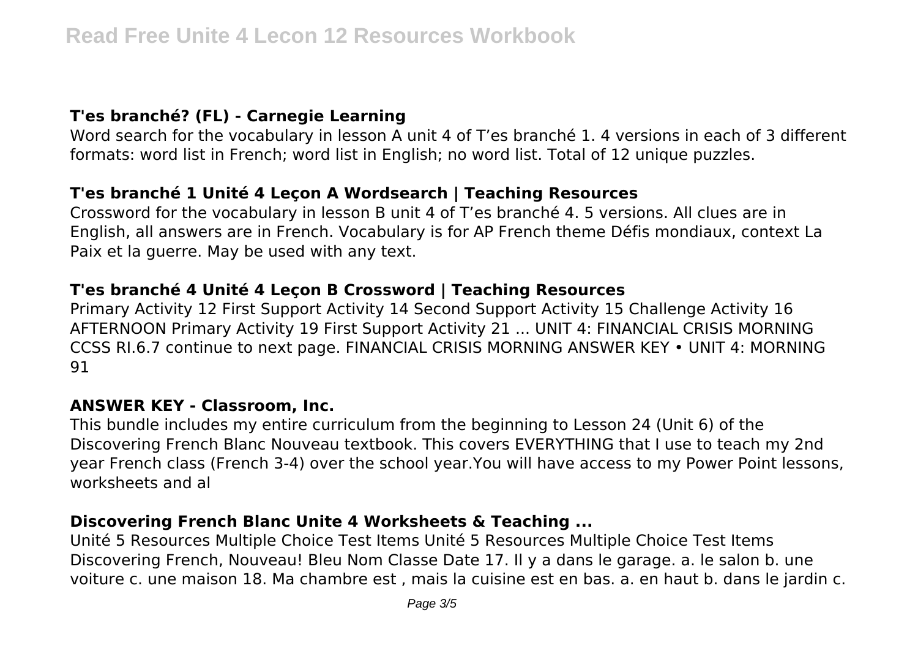### T'es branché? (FL) - Carnegie Learning

Word search for the vocabulary in lesson A unit 4 of T'es branché 1. 4 versions in each of 3 different formats: word list in French; word list in English; no word list. Total of 12 unique puzzles.

### T'es branché 1 Unité 4 Leçon A Wordsearch | Teaching Resources

Crossword for the vocabulary in lesson B unit 4 of T'es branché 4. 5 versions. All clues are in English, all answers are in French. Vocabulary is for AP French theme Défis mondiaux, context La Paix et la guerre. May be used with any text.

### T'es branché 4 Unité 4 Leçon B Crossword | Teaching Resources

Primary Activity 12 First Support Activity 14 Second Support Activity 15 Challenge Activity 16 AFTERNOON Primary Activity 19 First Support Activity 21 ... UNIT 4: FINANCIAL CRISIS MORNING CCSS RI.6.7 continue to next page. FINANCIAL CRISIS MORNING ANSWER KEY • UNIT 4: MORNING 91

### ANSWER KEY - Classroom, Inc.

This bundle includes my entire curriculum from the beginning to Lesson 24 (Unit 6) of the Discovering French Blanc Nouveau textbook. This covers EVERYTHING that I use to teach my 2nd year French class (French 3-4) over the school year.You will have access to my Power Point lessons, worksheets and al

### Discovering French Blanc Unite 4 Worksheets & Teaching ...

Unité 5 Resources Multiple Choice Test Items Unité 5 Resources Multiple Choice Test Items Discovering French, Nouveau! Bleu Nom Classe Date 17. Il y a dans le garage. a. le salon b. une voiture c. une maison 18. Ma chambre est , mais la cuisine est en bas. a. en haut b. dans le jardin c.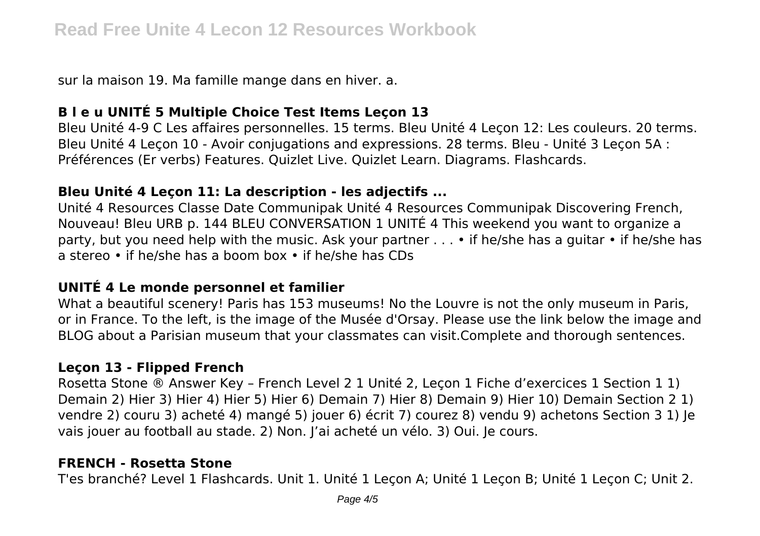sur la maison 19. Ma famille mange dans en hiver. a.

### B l e u UNITÉ 5 Multiple Choice Test Items Leçon 13

Bleu Unité 4-9 C Les affaires personnelles. 15 terms. Bleu Unité 4 Leçon 12: Les couleurs. 20 terms. Bleu Unité 4 Leçon 10 - Avoir conjugations and expressions. 28 terms. Bleu - Unité 3 Leçon 5A : Préférences (Er verbs) Features. Quizlet Live. Quizlet Learn. Diagrams. Flashcards.

### Bleu Unité 4 Leçon 11: La description - les adjectifs ...

Unité 4 Resources Classe Date Communipak Unité 4 Resources Communipak Discovering French, Nouveau! Bleu URB p. 144 BLEU CONVERSATION 1 UNITÉ 4 This weekend you want to organize a party, but you need help with the music. Ask your partner . . . • if he/she has a guitar • if he/she has a stereo • if he/she has a boom box • if he/she has CDs

### UNITÉ 4 Le monde personnel et familier

What a beautiful scenery! Paris has 153 museums! No the Louvre is not the only museum in Paris, or in France. To the left, is the image of the Musée d'Orsay. Please use the link below the image and BLOG about a Parisian museum that your classmates can visit.Complete and thorough sentences.

### Leçon 13 - Flipped French

Rosetta Stone ® Answer Key – French Level 2 1 Unité 2, Leçon 1 Fiche d'exercices 1 Section 1 1) Demain 2) Hier 3) Hier 4) Hier 5) Hier 6) Demain 7) Hier 8) Demain 9) Hier 10) Demain Section 2 1) vendre 2) couru 3) acheté 4) mangé 5) jouer 6) écrit 7) courez 8) vendu 9) achetons Section 3 1) Je vais jouer au football au stade. 2) Non. J'ai acheté un vélo. 3) Oui. Je cours.

### FRENCH - Rosetta Stone

T'es branché? Level 1 Flashcards. Unit 1. Unité 1 Leçon A; Unité 1 Leçon B; Unité 1 Leçon C; Unit 2.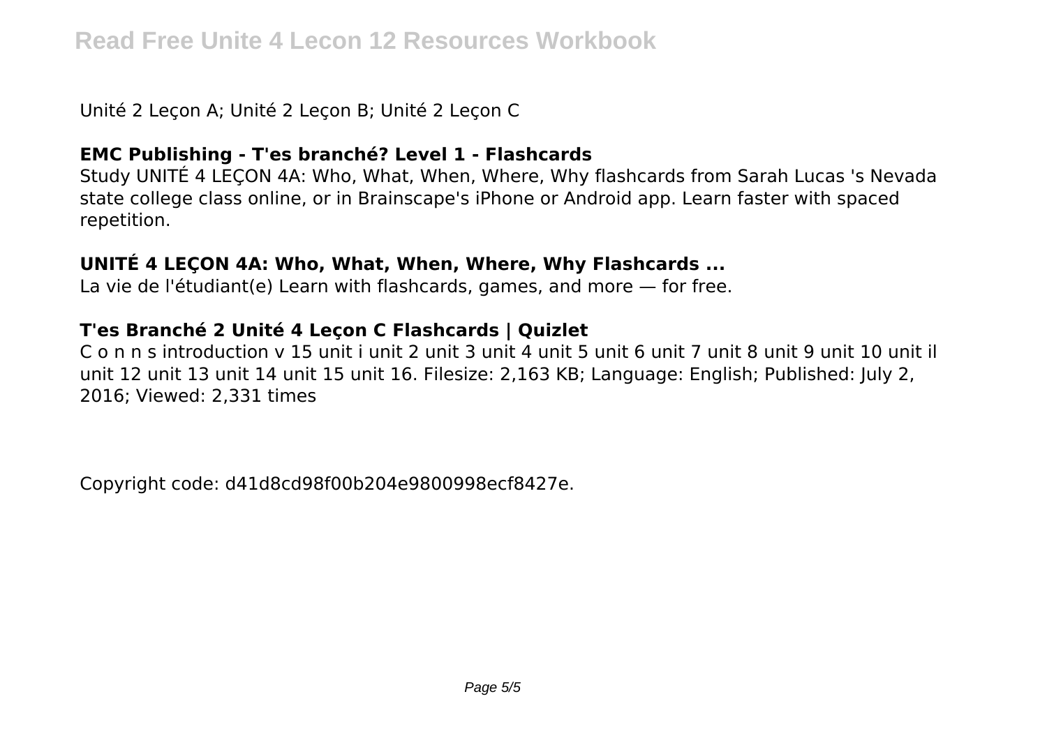Unité 2 Leçon A; Unité 2 Leçon B; Unité 2 Leçon C

**EMC Publishing - T'es branché? Level 1 - Flashcards**

Study UNITÉ 4 LEÇON 4A: Who, What, When, Where, Why flashcards from Sarah Lucas 's Nevada state college class online, or in Brainscape's iPhone or Android app. Learn faster with spaced repetition.

**UNITÉ 4 LEÇON 4A: Who, What, When, Where, Why Flashcards ...**

La vie de l'étudiant(e) Learn with flashcards, games, and more — for free.

**T'es Branché 2 Unité 4 Leçon C Flashcards | Quizlet**

C o n n s introduction v 15 unit i unit 2 unit 3 unit 4 unit 5 unit 6 unit 7 unit 8 unit 9 unit 10 unit il unit 12 unit 13 unit 14 unit 15 unit 16. Filesize: 2,163 KB; Language: English; Published: July 2, 2016; Viewed: 2,331 times

Copyright code: d41d8cd98f00b204e9800998ecf8427e.